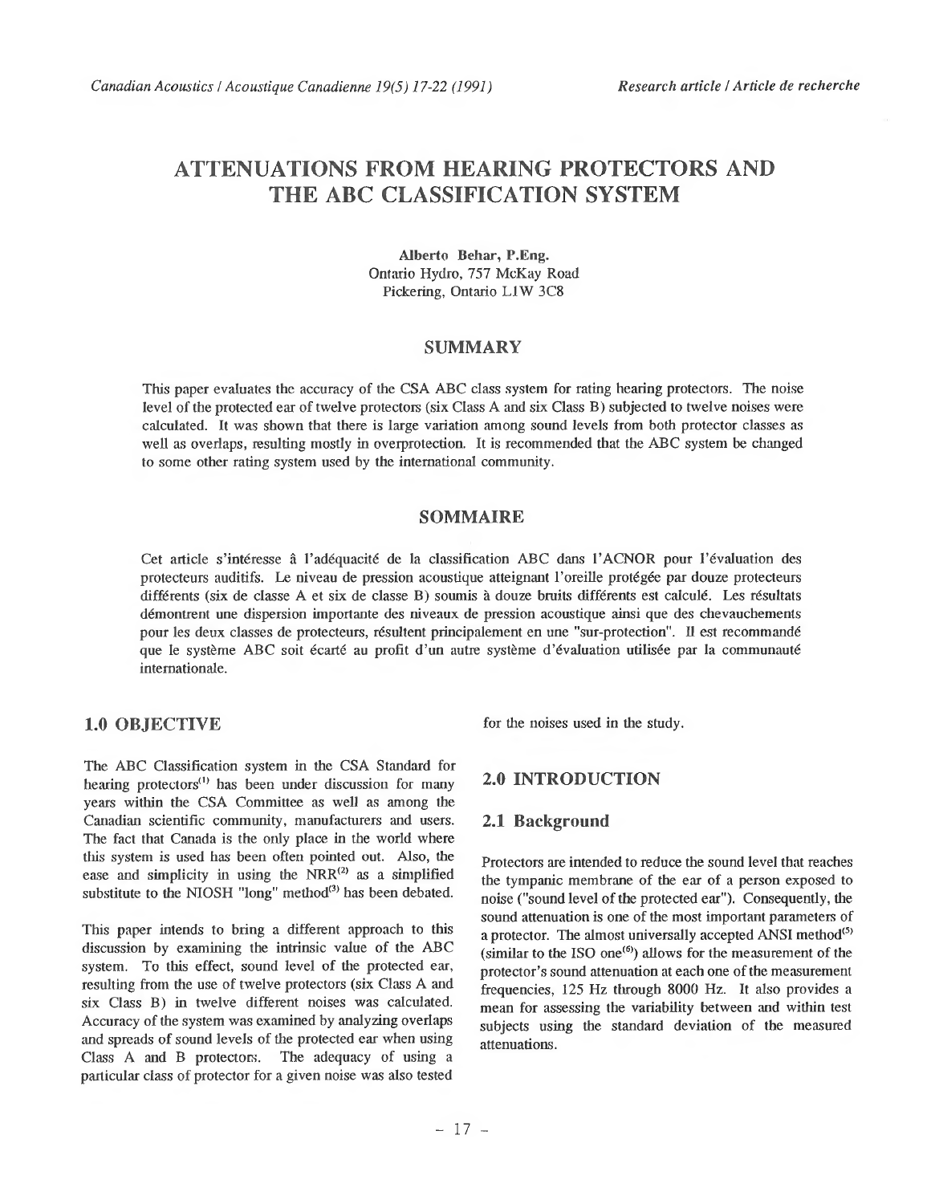# ATTENUATIONS FROM HEARING PROTECTORS AND THE ABC CLASSIFICATION SYSTEM

**Alberto Behar, P.Eng.**
Ontario Hydro, 757 McKay Road
Pickering, Ontario L1W 3C8

## SUMMARY

This paper evaluates the accuracy of the CSA ABC class system for rating hearing protectors. The noise level of the protected ear of twelve protectors (six Class A and six Class B) subjected to twelve noises were calculated. It was shown that there is large variation among sound levels from both protector classes as well as overlaps, resulting mostly in overprotection. It is recommended that the ABC system be changed to some other rating system used by the international community.

## SOMMAIRE

Cet article s'intéresse à l'adéquacité de la classification ABC dans l'ACNOR pour l'évaluation des protecteurs auditifs. Le niveau de pression acoustique atteignant l'oreille protégée par douze protecteurs différents (six de classe A et six de classe B) soumis à douze bruits différents est calculé. Les résultats démontrent une dispersion importante des niveaux de pression acoustique ainsi que des chevauchements pour les deux classes de protecteurs, résultent principalement en une "sur-protection". Il est recommandé que le système ABC soit écarté au profit d'un autre système d'évaluation utilisée par la communauté internationale.

## 1.0 OBJECTIVE

The ABC Classification system in the CSA Standard for hearing protectors[1] has been under discussion for many years within the CSA Committee as well as among the Canadian scientific community, manufacturers and users. The fact that Canada is the only place in the world where this system is used has been often pointed out. Also, the ease and simplicity in using the NRR[2] as a simplified substitute to the NIOSH "long" method[3] has been debated.

This paper intends to bring a different approach to this discussion by examining the intrinsic value of the ABC system. To this effect, sound level of the protected ear, resulting from the use of twelve protectors (six Class A and six Class B) in twelve different noises was calculated. Accuracy of the system was examined by analyzing overlaps and spreads of sound levels of the protected ear when using Class A and B protectors. The adequacy of using a particular class of protector for a given noise was also tested for the noises used in the study.

## 2.0 INTRODUCTION

### 2.1 Background

Protectors are intended to reduce the sound level that reaches the tympanic membrane of the ear of a person exposed to noise ("sound level of the protected ear"). Consequently, the sound attenuation is one of the most important parameters of a protector. The almost universally accepted ANSI method[5] (similar to the ISO one[6]) allows for the measurement of the protector's sound attenuation at each one of the measurement frequencies, 125 Hz through 8000 Hz. It also provides a mean for assessing the variability between and within test subjects using the standard deviation of the measured attenuations.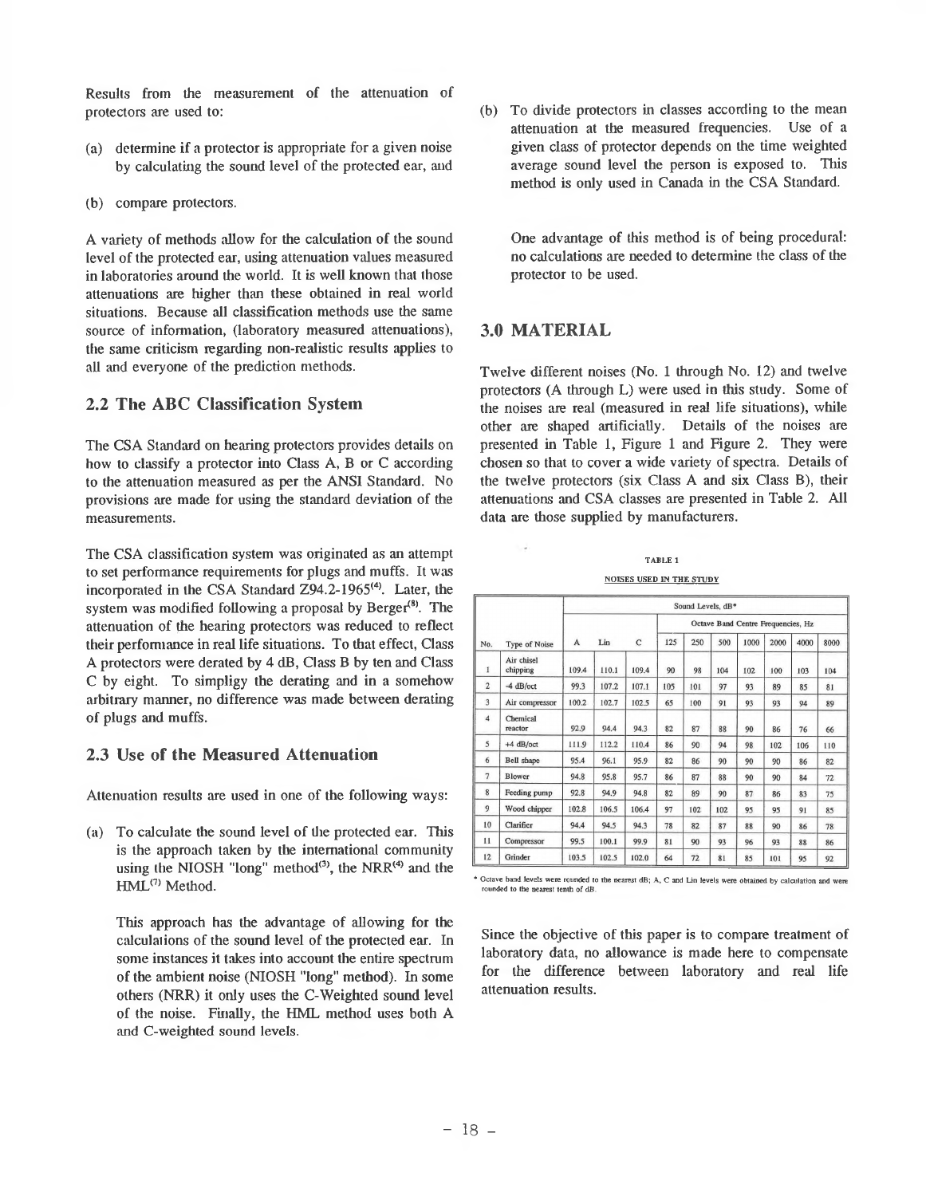Results from the measurement of the attenuation of protectors are used to:

(a) determine if a protector is appropriate for a given noise by calculating the sound level of the protected ear, and

(b) compare protectors.

A variety of methods allow for the calculation of the sound level of the protected ear, using attenuation values measured in laboratories around the world. It is well known that those attenuations are higher than these obtained in real world situations. Because all classification methods use the same source of information, (laboratory measured attenuations), the same criticism regarding non-realistic results applies to all and everyone of the prediction methods.

## 2.2 The ABC Classification System

The CSA Standard on hearing protectors provides details on how to classify a protector into Class A, B or C according to the attenuation measured as per the ANSI Standard. No provisions are made for using the standard deviation of the measurements.

The CSA classification system was originated as an attempt to set performance requirements for plugs and muffs. It was incorporated in the CSA Standard Z94.2-1965[4]. Later, the system was modified following a proposal by Berger[8]. The attenuation of the hearing protectors was reduced to reflect their performance in real life situations. To that effect, Class A protectors were derated by 4 dB, Class B by ten and Class C by eight. To simpligy the derating and in a somehow arbitrary manner, no difference was made between derating of plugs and muffs.

## 2.3 Use of the Measured Attenuation

Attenuation results are used in one of the following ways:

(a) To calculate the sound level of the protected ear. This is the approach taken by the international community using the NIOSH "long" method[3], the NRR[4] and the HML[7] Method.

This approach has the advantage of allowing for the calculations of the sound level of the protected ear. In some instances it takes into account the entire spectrum of the ambient noise (NIOSH "long" method). In some others (NRR) it only uses the C-Weighted sound level of the noise. Finally, the HML method uses both A and C-weighted sound levels.

(b) To divide protectors in classes according to the mean attenuation at the measured frequencies. Use of a given class of protector depends on the time weighted average sound level the person is exposed to. This method is only used in Canada in the CSA Standard.

One advantage of this method is of being procedural: no calculations are needed to determine the class of the protector to be used.

## 3.0 MATERIAL

Twelve different noises (No. 1 through No. 12) and twelve protectors (A through L) were used in this study. Some of the noises are real (measured in real life situations), while other are shaped artificially. Details of the noises are presented in Table 1, Figure 1 and Figure 2. They were chosen so that to cover a wide variety of spectra. Details of the twelve protectors (six Class A and six Class B), their attenuations and CSA classes are presented in Table 2. All data are those supplied by manufacturers.

TABLE 1

NOISES USED IN THE STUDY

| | | Sound Levels, dB* | | | | | | | | | |
|---|---|---|---|---|---|---|---|---|---|---|---|
| | | | | | Octave Band Centre Frequencies, Hz | | | | | | |
| No. | Type of Noise | A | Lin | C | 125 | 250 | 500 | 1000 | 2000 | 4000 | 8000 |
| 1 | Air chisel chipping | 109.4 | 110.1 | 109.4 | 90 | 98 | 104 | 102 | 100 | 103 | 104 |
| 2 | -4 dB/oct | 99.3 | 107.2 | 107.1 | 105 | 101 | 97 | 93 | 89 | 85 | 81 |
| 3 | Air compressor | 100.2 | 102.7 | 102.5 | 65 | 100 | 91 | 93 | 93 | 94 | 89 |
| 4 | Chemical reactor | 92.9 | 94.4 | 94.3 | 82 | 87 | 88 | 90 | 86 | 76 | 66 |
| 5 | +4 dB/oct | 111.9 | 112.2 | 110.4 | 86 | 90 | 94 | 98 | 102 | 106 | 110 |
| 6 | Bell shape | 95.4 | 96.1 | 95.9 | 82 | 86 | 90 | 90 | 90 | 86 | 82 |
| 7 | Blower | 94.8 | 95.8 | 95.7 | 86 | 87 | 88 | 90 | 90 | 84 | 72 |
| 8 | Feeding pump | 92.8 | 94.9 | 94.8 | 82 | 89 | 90 | 87 | 86 | 83 | 75 |
| 9 | Wood chipper | 102.8 | 106.5 | 106.4 | 97 | 102 | 102 | 95 | 95 | 91 | 85 |
| 10 | Clarifier | 94.4 | 94.5 | 94.3 | 78 | 82 | 87 | 88 | 90 | 86 | 78 |
| 11 | Compressor | 99.5 | 100.1 | 99.9 | 81 | 90 | 93 | 96 | 93 | 88 | 86 |
| 12 | Grinder | 103.5 | 102.5 | 102.0 | 64 | 72 | 81 | 85 | 101 | 95 | 92 |

* Octave band levels were rounded to the nearest dB; A, C and Lin levels were obtained by calculation and were rounded to the nearest tenth of dB.

Since the objective of this paper is to compare treatment of laboratory data, no allowance is made here to compensate for the difference between laboratory and real life attenuation results.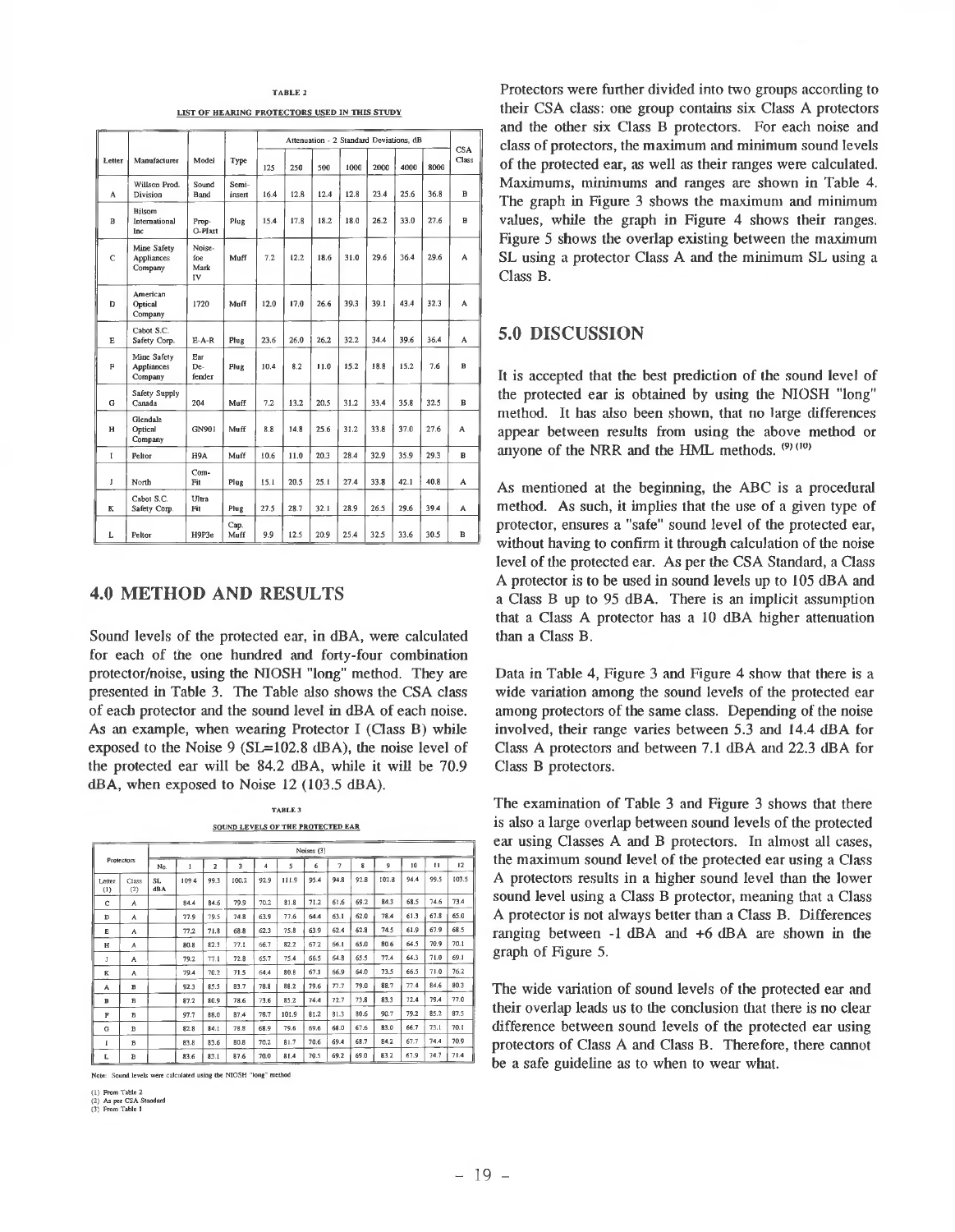TABLE 2

LIST OF HEARING PROTECTORS USED IN THIS STUDY

| Letter | Manufacturer | Model | Type | Attenuation - 2 Standard Deviations, dB | | | | | | | CSA Class |
|---|---|---|---|---|---|---|---|---|---|---|---|
| | | | | 125 | 250 | 500 | 1000 | 2000 | 4000 | 8000 | |
| A | Willson Prod. Division | Sound Band | Semi-insert | 16.4 | 12.8 | 12.4 | 12.8 | 23.4 | 25.6 | 36.8 | B |
| B | Bilsom International Inc | Prop-O-Plast | Plug | 15.4 | 17.8 | 18.2 | 18.0 | 26.2 | 33.0 | 27.6 | B |
| C | Mine Safety Appliances Company | Noise-foe Mark IV | Muff | 7.2 | 12.2 | 18.6 | 31.0 | 29.6 | 36.4 | 29.6 | A |
| D | American Optical Company | 1720 | Muff | 12.0 | 17.0 | 26.6 | 39.3 | 39.1 | 43.4 | 32.3 | A |
| E | Cabot S.C. Safety Corp. | E-A-R | Plug | 23.6 | 26.0 | 26.2 | 32.2 | 34.4 | 39.6 | 36.4 | A |
| F | Mine Safety Appliances Company | Ear De-fender | Plug | 10.4 | 8.2 | 11.0 | 15.2 | 18.8 | 15.2 | 7.6 | B |
| G | Safety Supply Canada | 204 | Muff | 7.2 | 13.2 | 20.5 | 31.2 | 33.4 | 35.8 | 32.5 | B |
| H | Glendale Optical Company | GN901 | Muff | 8.8 | 14.8 | 25.6 | 31.2 | 33.8 | 37.0 | 27.6 | A |
| I | Peltor | H9A | Muff | 10.6 | 11.0 | 20.3 | 28.4 | 32.9 | 35.9 | 29.3 | B |
| J | North | Com-Fit | Plug | 15.1 | 20.5 | 25.1 | 27.4 | 33.8 | 42.1 | 40.8 | A |
| K | Cabot S.C. Safety Corp. | Ultra Fit | Plug | 27.5 | 28.7 | 32.1 | 28.9 | 26.5 | 29.6 | 39.4 | A |
| L | Peltor | H9P3e | Cap. Muff | 9.9 | 12.5 | 20.9 | 25.4 | 32.5 | 33.6 | 30.5 | B |

## 4.0 METHOD AND RESULTS

Sound levels of the protected ear, in dBA, were calculated for each of the one hundred and forty-four combination protector/noise, using the NIOSH "long" method. They are presented in Table 3. The Table also shows the CSA class of each protector and the sound level in dBA of each noise. As an example, when wearing Protector I (Class B) while exposed to the Noise 9 (SL=102.8 dBA), the noise level of the protected ear will be 84.2 dBA, while it will be 70.9 dBA, when exposed to Noise 12 (103.5 dBA).

TABLE 3

SOUND LEVELS OF THE PROTECTED EAR

| Protectors | | Noises (3) | | | | | | | | | | | | |
|---|---|---|---|---|---|---|---|---|---|---|---|---|---|---|
| | | No. | 1 | 2 | 3 | 4 | 5 | 6 | 7 | 8 | 9 | 10 | 11 | 12 |
| Letter (1) | Class (2) | SL dBA | 109.4 | 99.3 | 100.2 | 92.9 | 111.9 | 95.4 | 94.8 | 92.8 | 102.8 | 94.4 | 99.5 | 103.5 |
| C | A | | 84.4 | 84.6 | 79.9 | 70.2 | 81.8 | 71.2 | 61.6 | 69.2 | 84.3 | 68.5 | 74.6 | 73.4 |
| D | A | | 77.9 | 79.5 | 74.8 | 63.9 | 77.6 | 64.4 | 63.1 | 62.0 | 78.4 | 61.3 | 67.8 | 65.0 |
| E | A | | 77.2 | 71.8 | 68.8 | 62.3 | 75.8 | 63.9 | 62.4 | 62.8 | 74.5 | 61.9 | 67.9 | 68.5 |
| H | A | | 80.8 | 82.3 | 77.1 | 66.7 | 82.2 | 67.2 | 66.1 | 65.0 | 80.6 | 64.5 | 70.9 | 70.1 |
| J | A | | 79.2 | 77.1 | 72.8 | 65.7 | 75.4 | 66.5 | 64.8 | 65.5 | 77.4 | 64.3 | 71.0 | 69.1 |
| K | A | | 79.4 | 70.2 | 71.5 | 64.4 | 80.8 | 67.1 | 66.9 | 64.0 | 73.5 | 66.5 | 71.0 | 76.2 |
| A | B | | 92.3 | 85.5 | 83.7 | 78.8 | 88.2 | 79.6 | 77.7 | 79.0 | 88.7 | 77.4 | 84.6 | 80.3 |
| B | B | | 87.2 | 80.9 | 78.6 | 73.6 | 85.2 | 74.4 | 72.7 | 73.8 | 83.3 | 72.4 | 79.4 | 77.0 |
| F | B | | 97.7 | 88.0 | 87.4 | 78.7 | 101.9 | 81.2 | 81.3 | 80.6 | 90.7 | 79.2 | 85.2 | 87.5 |
| G | B | | 82.8 | 84.1 | 78.8 | 68.9 | 79.6 | 69.6 | 68.0 | 67.6 | 83.0 | 66.7 | 73.1 | 70.1 |
| I | B | | 83.8 | 83.6 | 80.8 | 70.2 | 81.7 | 70.6 | 69.4 | 68.7 | 84.2 | 67.7 | 74.4 | 70.9 |
| L | B | | 83.6 | 83.1 | 87.6 | 70.0 | 81.4 | 70.5 | 69.2 | 69.0 | 83.2 | 67.9 | 74.7 | 71.4 |

Note: Sound levels were calculated using the NIOSH "long" method

(1) From Table 2
(2) As per CSA Standard
(3) From Table 1

Protectors were further divided into two groups according to their CSA class: one group contains six Class A protectors and the other six Class B protectors. For each noise and class of protectors, the maximum and minimum sound levels of the protected ear, as well as their ranges were calculated. Maximums, minimums and ranges are shown in Table 4. The graph in Figure 3 shows the maximum and minimum values, while the graph in Figure 4 shows their ranges. Figure 5 shows the overlap existing between the maximum SL using a protector Class A and the minimum SL using a Class B.

## 5.0 DISCUSSION

It is accepted that the best prediction of the sound level of the protected ear is obtained by using the NIOSH "long" method. It has also been shown, that no large differences appear between results from using the above method or anyone of the NRR and the HML methods. [9] [10]

As mentioned at the beginning, the ABC is a procedural method. As such, it implies that the use of a given type of protector, ensures a "safe" sound level of the protected ear, without having to confirm it through calculation of the noise level of the protected ear. As per the CSA Standard, a Class A protector is to be used in sound levels up to 105 dBA and a Class B up to 95 dBA. There is an implicit assumption that a Class A protector has a 10 dBA higher attenuation than a Class B.

Data in Table 4, Figure 3 and Figure 4 show that there is a wide variation among the sound levels of the protected ear among protectors of the same class. Depending of the noise involved, their range varies between 5.3 and 14.4 dBA for Class A protectors and between 7.1 dBA and 22.3 dBA for Class B protectors.

The examination of Table 3 and Figure 3 shows that there is also a large overlap between sound levels of the protected ear using Classes A and B protectors. In almost all cases, the maximum sound level of the protected ear using a Class A protectors results in a higher sound level than the lower sound level using a Class B protector, meaning that a Class A protector is not always better than a Class B. Differences ranging between -1 dBA and +6 dBA are shown in the graph of Figure 5.

The wide variation of sound levels of the protected ear and their overlap leads us to the conclusion that there is no clear difference between sound levels of the protected ear using protectors of Class A and Class B. Therefore, there cannot be a safe guideline as to when to wear what.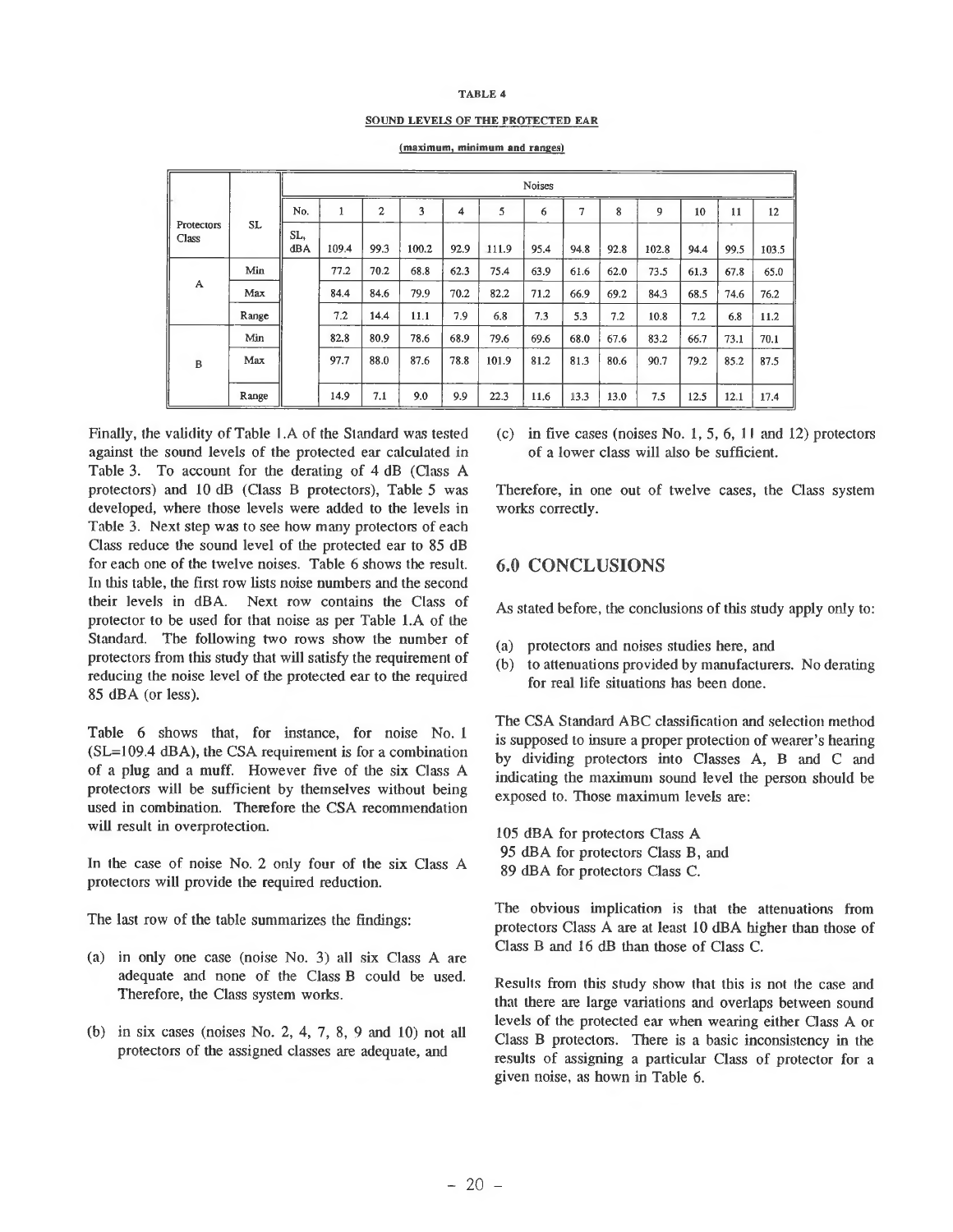**TABLE 4**

**SOUND LEVELS OF THE PROTECTED EAR**

**(maximum, minimum and ranges)**

| Protectors Class | SL | Noises | | | | | | | | | | | | |
|---|---|---|---|---|---|---|---|---|---|---|---|---|---|---|
| | | No. | 1 | 2 | 3 | 4 | 5 | 6 | 7 | 8 | 9 | 10 | 11 | 12 |
| | | SL, dBA | 109.4 | 99.3 | 100.2 | 92.9 | 111.9 | 95.4 | 94.8 | 92.8 | 102.8 | 94.4 | 99.5 | 103.5 |
| A | Min | | 77.2 | 70.2 | 68.8 | 62.3 | 75.4 | 63.9 | 61.6 | 62.0 | 73.5 | 61.3 | 67.8 | 65.0 |
| | Max | | 84.4 | 84.6 | 79.9 | 70.2 | 82.2 | 71.2 | 66.9 | 69.2 | 84.3 | 68.5 | 74.6 | 76.2 |
| | Range | | 7.2 | 14.4 | 11.1 | 7.9 | 6.8 | 7.3 | 5.3 | 7.2 | 10.8 | 7.2 | 6.8 | 11.2 |
| B | Min | | 82.8 | 80.9 | 78.6 | 68.9 | 79.6 | 69.6 | 68.0 | 67.6 | 83.2 | 66.7 | 73.1 | 70.1 |
| | Max | | 97.7 | 88.0 | 87.6 | 78.8 | 101.9 | 81.2 | 81.3 | 80.6 | 90.7 | 79.2 | 85.2 | 87.5 |
| | Range | | 14.9 | 7.1 | 9.0 | 9.9 | 22.3 | 11.6 | 13.3 | 13.0 | 7.5 | 12.5 | 12.1 | 17.4 |

Finally, the validity of Table 1.A of the Standard was tested against the sound levels of the protected ear calculated in Table 3. To account for the derating of 4 dB (Class A protectors) and 10 dB (Class B protectors), Table 5 was developed, where those levels were added to the levels in Table 3. Next step was to see how many protectors of each Class reduce the sound level of the protected ear to 85 dB for each one of the twelve noises. Table 6 shows the result. In this table, the first row lists noise numbers and the second their levels in dBA. Next row contains the Class of protector to be used for that noise as per Table 1.A of the Standard. The following two rows show the number of protectors from this study that will satisfy the requirement of reducing the noise level of the protected ear to the required 85 dBA (or less).

Table 6 shows that, for instance, for noise No. 1 (SL=109.4 dBA), the CSA requirement is for a combination of a plug and a muff. However five of the six Class A protectors will be sufficient by themselves without being used in combination. Therefore the CSA recommendation will result in overprotection.

In the case of noise No. 2 only four of the six Class A protectors will provide the required reduction.

The last row of the table summarizes the findings:

(a) in only one case (noise No. 3) all six Class A are adequate and none of the Class B could be used. Therefore, the Class system works.

(b) in six cases (noises No. 2, 4, 7, 8, 9 and 10) not all protectors of the assigned classes are adequate, and

(c) in five cases (noises No. 1, 5, 6, 11 and 12) protectors of a lower class will also be sufficient.

Therefore, in one out of twelve cases, the Class system works correctly.

## 6.0 CONCLUSIONS

As stated before, the conclusions of this study apply only to:

(a) protectors and noises studies here, and
(b) to attenuations provided by manufacturers. No derating for real life situations has been done.

The CSA Standard ABC classification and selection method is supposed to insure a proper protection of wearer's hearing by dividing protectors into Classes A, B and C and indicating the maximum sound level the person should be exposed to. Those maximum levels are:

105 dBA for protectors Class A
95 dBA for protectors Class B, and
89 dBA for protectors Class C.

The obvious implication is that the attenuations from protectors Class A are at least 10 dBA higher than those of Class B and 16 dB than those of Class C.

Results from this study show that this is not the case and that there are large variations and overlaps between sound levels of the protected ear when wearing either Class A or Class B protectors. There is a basic inconsistency in the results of assigning a particular Class of protector for a given noise, as hown in Table 6.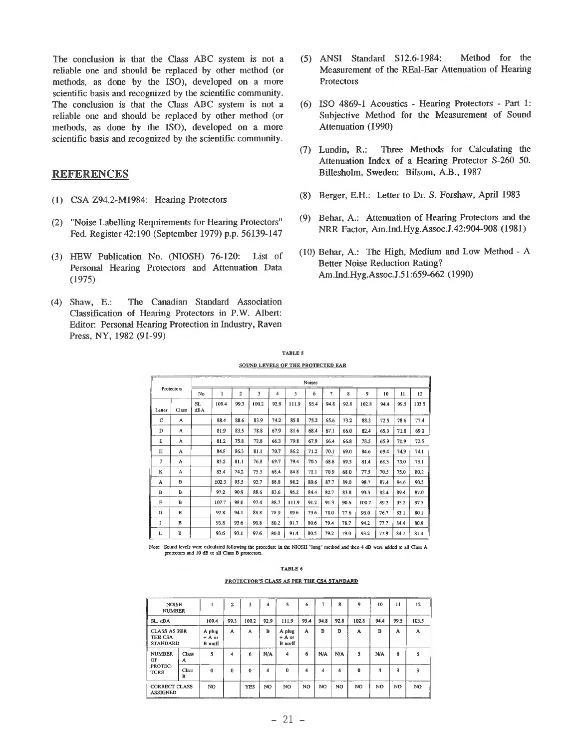The conclusion is that the Class ABC system is not a reliable one and should be replaced by other method (or methods, as done by the ISO), developed on a more scientific basis and recognized by the scientific community. The conclusion is that the Class ABC system is not a reliable one and should be replaced by other method (or methods, as done by the ISO), developed on a more scientific basis and recognized by the scientific community.

## REFERENCES

(1) CSA Z94.2-M1984: Hearing Protectors

(2) "Noise Labelling Requirements for Hearing Protectors" Fed. Register 42:190 (September 1979) p.p. 56139-147

(3) HEW Publication No. (NIOSH) 76-120: List of Personal Hearing Protectors and Attenuation Data (1975)

(4) Shaw, E.: The Canadian Standard Association Classification of Hearing Protectors in P.W. Albert: Editor: Personal Hearing Protection in Industry, Raven Press, NY, 1982 (91-99)

(5) ANSI Standard S12.6-1984: Method for the Measurement of the REal-Ear Attenuation of Hearing Protectors

(6) ISO 4869-1 Acoustics - Hearing Protectors - Part 1: Subjective Method for the Measurement of Sound Attenuation (1990)

(7) Lundin, R.: Three Methods for Calculating the Attenuation Index of a Hearing Protector S-260 50. Billesholm, Sweden: Bilsom, A.B., 1987

(8) Berger, E.H.: Letter to Dr. S. Forshaw, April 1983

(9) Behar, A.: Attenuation of Hearing Protectors and the NRR Factor, Am.Ind.Hyg.Assoc.J.42:904-908 (1981)

(10) Behar, A.: The High, Medium and Low Method - A Better Noise Reduction Rating? Am.Ind.Hyg.Assoc.J.51:659-662 (1990)

**TABLE 5**

**SOUND LEVELS OF THE PROTECTED EAR**

| Protectors | | Noises | | | | | | | | | | | | |
|---|---|---|---|---|---|---|---|---|---|---|---|---|---|---|
| | | No. | 1 | 2 | 3 | 4 | 5 | 6 | 7 | 8 | 9 | 10 | 11 | 12 |
| Letter | Class | SL dBA | 109.4 | 99.3 | 100.2 | 92.9 | 111.9 | 95.4 | 94.8 | 92.8 | 102.8 | 94.4 | 99.5 | 103.5 |
| C | A | | 88.4 | 88.6 | 83.9 | 74.2 | 85.8 | 75.2 | 65.6 | 73.2 | 88.3 | 72.5 | 78.6 | 77.4 |
| D | A | | 81.9 | 83.5 | 78.8 | 67.9 | 81.6 | 68.4 | 67.1 | 66.0 | 82.4 | 65.3 | 71.8 | 69.0 |
| E | A | | 81.2 | 75.8 | 72.8 | 66.3 | 79.8 | 67.9 | 66.4 | 66.8 | 78.5 | 65.9 | 71.9 | 72.5 |
| H | A | | 84.8 | 86.3 | 81.1 | 70.7 | 86.2 | 71.2 | 70.1 | 69.0 | 84.6 | 69.4 | 74.9 | 74.1 |
| J | A | | 83.2 | 81.1 | 76.8 | 69.7 | 79.4 | 70.5 | 68.8 | 69.5 | 81.4 | 68.3 | 75.0 | 73.1 |
| K | A | | 83.4 | 74.2 | 75.5 | 68.4 | 84.8 | 71.1 | 70.9 | 68.0 | 77.5 | 70.5 | 75.0 | 80.2 |
| A | B | | 102.3 | 95.5 | 93.7 | 88.8 | 98.2 | 89.6 | 87.7 | 89.0 | 98.7 | 87.4 | 94.6 | 90.3 |
| B | B | | 97.2 | 90.9 | 88.6 | 83.6 | 95.2 | 84.4 | 82.7 | 83.8 | 93.3 | 82.4 | 89.4 | 87.0 |
| F | B | | 107.7 | 98.0 | 97.4 | 88.7 | 111.9 | 91.2 | 91.3 | 90.6 | 100.7 | 89.2 | 95.2 | 97.5 |
| G | B | | 92.8 | 94.1 | 88.8 | 78.9 | 89.6 | 79.6 | 78.0 | 77.6 | 93.0 | 76.7 | 83.1 | 80.1 |
| I | B | | 93.8 | 93.6 | 90.8 | 80.2 | 91.7 | 80.6 | 79.4 | 78.7 | 94.2 | 77.7 | 84.4 | 80.9 |
| L | B | | 93.6 | 93.1 | 97.6 | 80.0 | 91.4 | 80.5 | 79.2 | 79.0 | 93.2 | 77.9 | 84.7 | 81.4 |

Note: Sound levels were calculated following the procedure in the NIOSH "long" method and then 4 dB were added to all Class A protectors and 10 dB to all Class B protectors.

**TABLE 6**

**PROTECTOR'S CLASS AS PER THE CSA STANDARD**

| NOISE NUMBER | | 1 | 2 | 3 | 4 | 5 | 6 | 7 | 8 | 9 | 10 | 11 | 12 |
|---|---|---|---|---|---|---|---|---|---|---|---|---|---|
| SL, dBA | | 109.4 | 99.3 | 100.2 | 92.9 | 111.9 | 95.4 | 94.8 | 92.8 | 102.8 | 94.4 | 99.5 | 103.5 |
| CLASS AS PER THE CSA STANDARD | | A plug + A or B muff | A | A | B | A plug + A or B muff | A | B | B | A | B | A | A |
| NUMBER OF PROTECTORS | Class A | 5 | 4 | 6 | N/A | 4 | 6 | N/A | N/A | 5 | N/A | 6 | 6 |
| | Class B | 0 | 0 | 0 | 4 | 0 | 4 | 4 | 4 | 0 | 4 | 3 | 3 |
| CORRECT CLASS ASSIGNED | | NO | | YES | NO | NO | NO | NO | NO | NO | NO | NO | NO |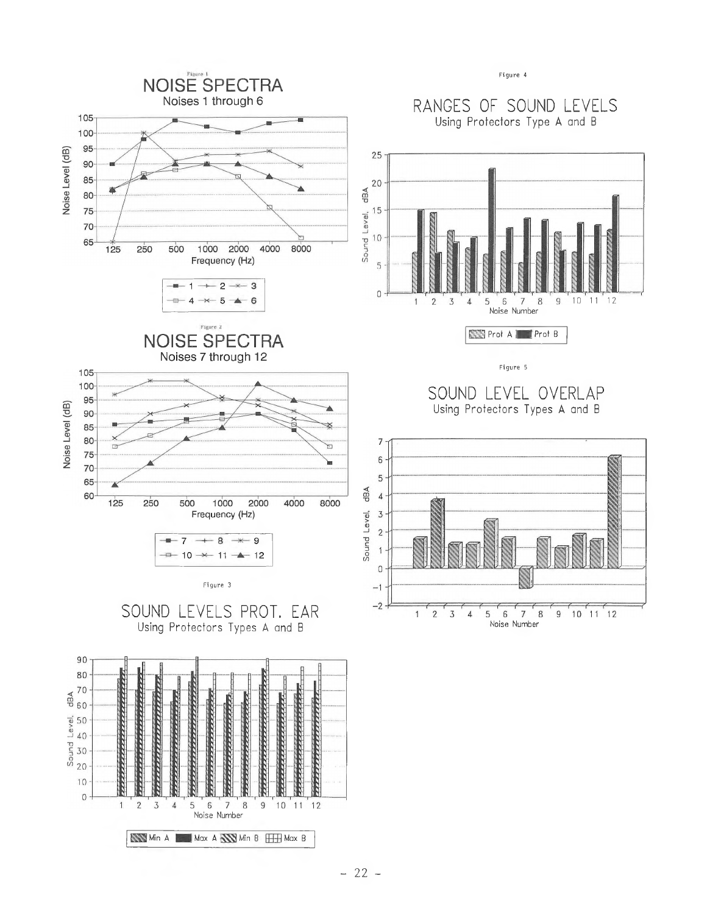Figure 1

# NOISE SPECTRA

Noises 1 through 6

Noise Level (dB)

105
100
95
90
85
80
75
70
65

125 250 500 1000 2000 4000 8000

Frequency (Hz)

1 2 3
4 5 6

Figure 2

# NOISE SPECTRA

Noises 7 through 12

Noise Level (dB)

105
100
95
90
85
80
75
70
65
60

125 250 500 1000 2000 4000 8000

Frequency (Hz)

7 8 9
10 11 12

Figure 3

# SOUND LEVELS PROT. EAR

Using Protectors Types A and B

Sound Level, dBA

90
80
70
60
50
40
30
20
10
0

1 2 3 4 5 6 7 8 9 10 11 12

Noise Number

Min A Max A Min B Max B

Figure 4

# RANGES OF SOUND LEVELS

Using Protectors Type A and B

Sound Level, dBA

25
20
15
10
5
0

1 2 3 4 5 6 7 8 9 10 11 12

Noise Number

Prot A Prot B

Figure 5

# SOUND LEVEL OVERLAP

Using Protectors Types A and B

Sound Level, dBA

7
6
5
4
3
2
1
0
−1
−2

1 2 3 4 5 6 7 8 9 10 11 12

Noise Number